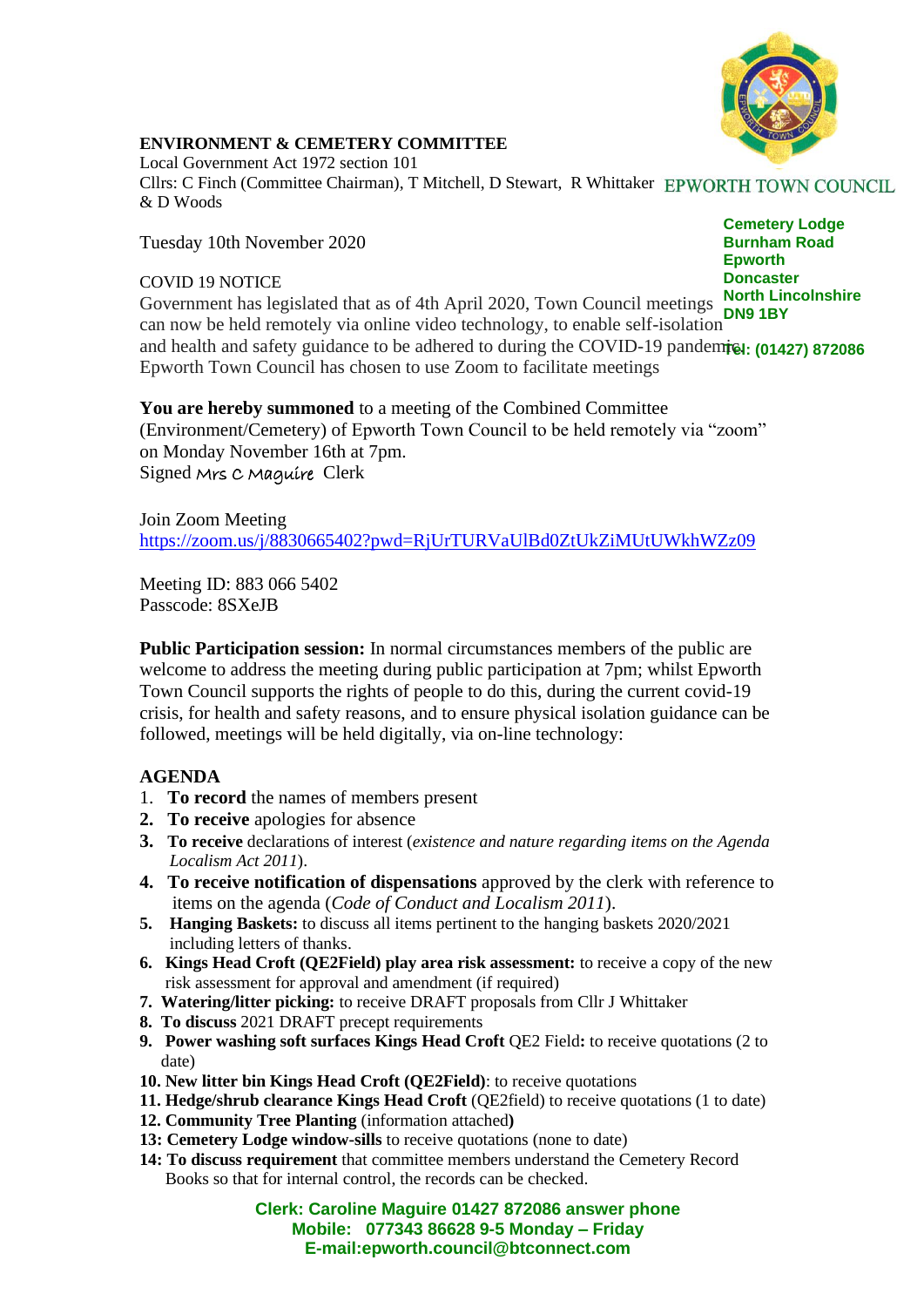**EPWORTH TOWN COUNCIL**

**Cemetery Lodge**
**Burnham Road**
**Epworth**
**Doncaster**
**North Lincolnshire**
**DN9 1BY**

**Tel: (01427) 872086**

**ENVIRONMENT & CEMETERY COMMITTEE**

Local Government Act 1972 section 101

Cllrs: C Finch (Committee Chairman), T Mitchell, D Stewart, R Whittaker & D Woods

Tuesday 10th November 2020

COVID 19 NOTICE

Government has legislated that as of 4th April 2020, Town Council meetings can now be held remotely via online video technology, to enable self-isolation and health and safety guidance to be adhered to during the COVID-19 pandemic. Epworth Town Council has chosen to use Zoom to facilitate meetings

**You are hereby summoned** to a meeting of the Combined Committee (Environment/Cemetery) of Epworth Town Council to be held remotely via "zoom" on Monday November 16th at 7pm.

Signed *Mrs C Maguire* Clerk

Join Zoom Meeting
https://zoom.us/j/8830665402?pwd=RjUrTURVaUlBd0ZtUkZiMUtUWkhWZz09

Meeting ID: 883 066 5402
Passcode: 8SXeJB

**Public Participation session:** In normal circumstances members of the public are welcome to address the meeting during public participation at 7pm; whilst Epworth Town Council supports the rights of people to do this, during the current covid-19 crisis, for health and safety reasons, and to ensure physical isolation guidance can be followed, meetings will be held digitally, via on-line technology:

**AGENDA**

1. **To record** the names of members present
2. **To receive** apologies for absence
3. **To receive** declarations of interest (*existence and nature regarding items on the Agenda Localism Act 2011*).
4. **To receive notification of dispensations** approved by the clerk with reference to items on the agenda (*Code of Conduct and Localism 2011*).
5. **Hanging Baskets:** to discuss all items pertinent to the hanging baskets 2020/2021 including letters of thanks.
6. **Kings Head Croft (QE2Field) play area risk assessment:** to receive a copy of the new risk assessment for approval and amendment (if required)
7. **Watering/litter picking:** to receive DRAFT proposals from Cllr J Whittaker
8. **To discuss** 2021 DRAFT precept requirements
9. **Power washing soft surfaces Kings Head Croft** QE2 Field**:** to receive quotations (2 to date)
10. **New litter bin Kings Head Croft (QE2Field)**: to receive quotations
11. **Hedge/shrub clearance Kings Head Croft** (QE2field) to receive quotations (1 to date)
12. **Community Tree Planting** (information attached**)**
13: **Cemetery Lodge window-sills** to receive quotations (none to date)
14: **To discuss requirement** that committee members understand the Cemetery Record Books so that for internal control, the records can be checked.

**Clerk: Caroline Maguire 01427 872086 answer phone**
**Mobile: 077343 86628 9-5 Monday – Friday**
**E-mail:epworth.council@btconnect.com**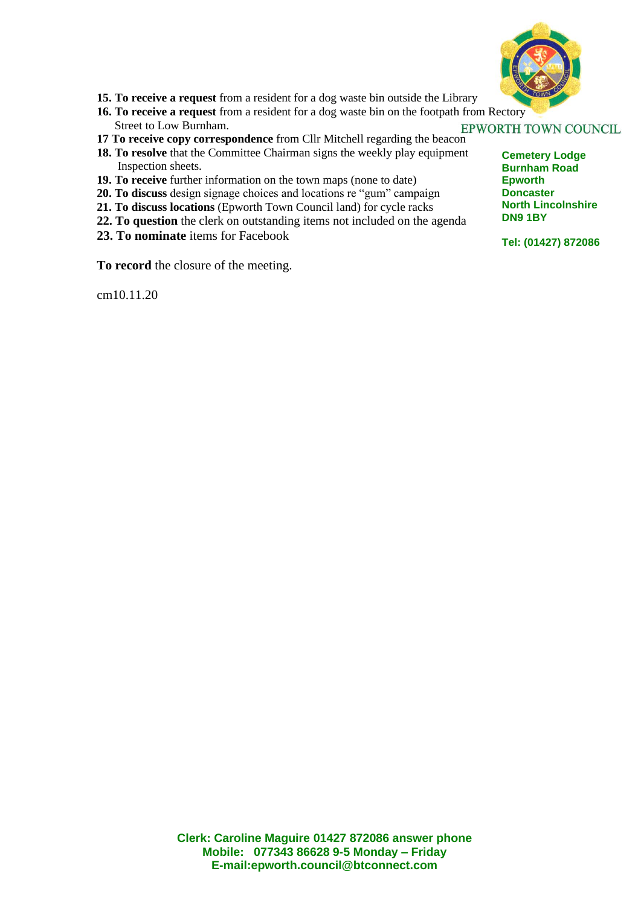15. **To receive a request** from a resident for a dog waste bin outside the Library
16. **To receive a request** from a resident for a dog waste bin on the footpath from Rectory Street to Low Burnham.
17 **To receive copy correspondence** from Cllr Mitchell regarding the beacon
18. **To resolve** that the Committee Chairman signs the weekly play equipment Inspection sheets.
19. **To receive** further information on the town maps (none to date)
20. **To discuss** design signage choices and locations re "gum" campaign
21. **To discuss locations** (Epworth Town Council land) for cycle racks
22. **To question** the clerk on outstanding items not included on the agenda
23. **To nominate** items for Facebook

**To record** the closure of the meeting.

cm10.11.20

EPWORTH TOWN COUNCIL

**Cemetery Lodge**
**Burnham Road**
**Epworth**
**Doncaster**
**North Lincolnshire**
**DN9 1BY**

**Tel: (01427) 872086**

**Clerk: Caroline Maguire 01427 872086 answer phone**
**Mobile: 077343 86628 9-5 Monday – Friday**
**E-mail:epworth.council@btconnect.com**